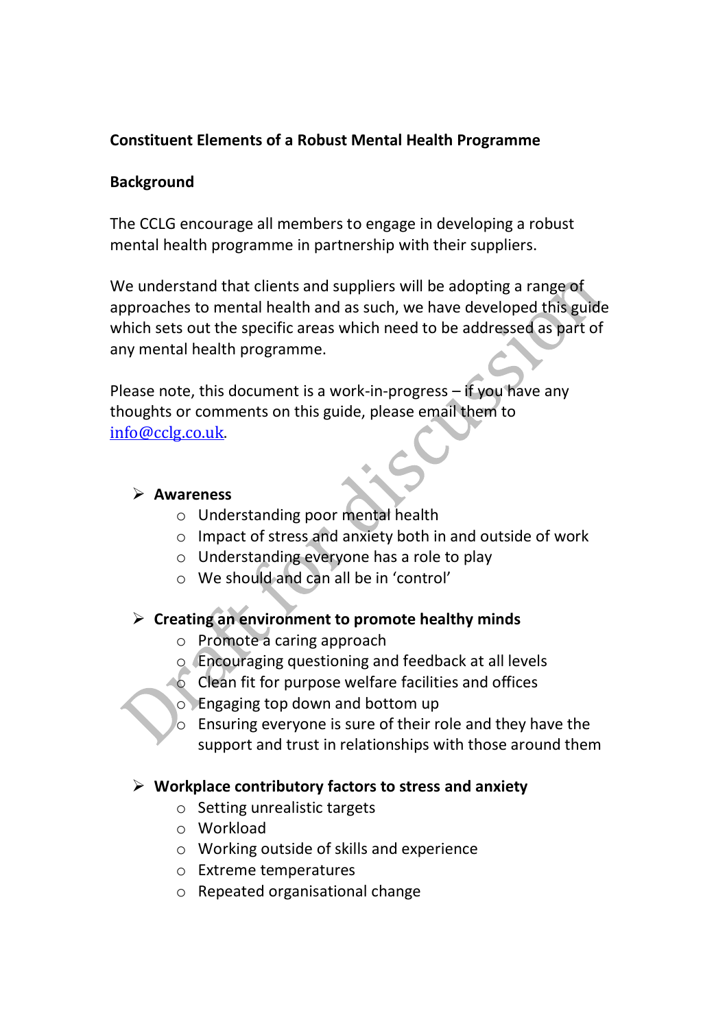**Constituent Elements of a Robust Mental Health Programme**

**Background**

The CCLG encourage all members to engage in developing a robust mental health programme in partnership with their suppliers.

We understand that clients and suppliers will be adopting a range of approaches to mental health and as such, we have developed this guide which sets out the specific areas which need to be addressed as part of any mental health programme.

Please note, this document is a work-in-progress – if you have any thoughts or comments on this guide, please email them to info@cclg.co.uk.

- **Awareness**
  - Understanding poor mental health
  - Impact of stress and anxiety both in and outside of work
  - Understanding everyone has a role to play
  - We should and can all be in 'control'

- **Creating an environment to promote healthy minds**
  - Promote a caring approach
  - Encouraging questioning and feedback at all levels
  - Clean fit for purpose welfare facilities and offices
  - Engaging top down and bottom up
  - Ensuring everyone is sure of their role and they have the support and trust in relationships with those around them

- **Workplace contributory factors to stress and anxiety**
  - Setting unrealistic targets
  - Workload
  - Working outside of skills and experience
  - Extreme temperatures
  - Repeated organisational change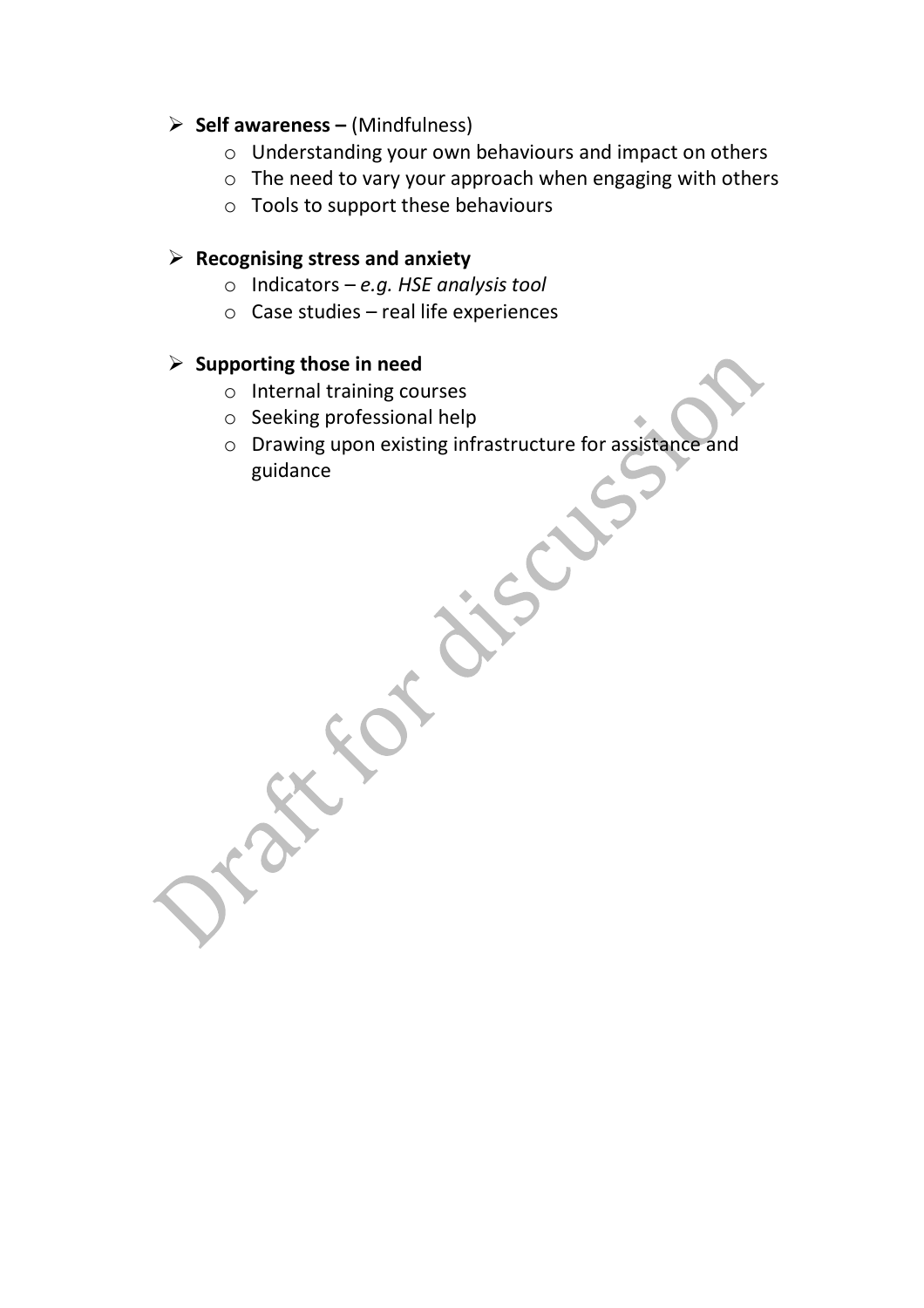- **Self awareness –** (Mindfulness)
  - Understanding your own behaviours and impact on others
  - The need to vary your approach when engaging with others
  - Tools to support these behaviours

- **Recognising stress and anxiety**
  - Indicators – *e.g. HSE analysis tool*
  - Case studies – real life experiences

- **Supporting those in need**
  - Internal training courses
  - Seeking professional help
  - Drawing upon existing infrastructure for assistance and guidance

Draft for discussion